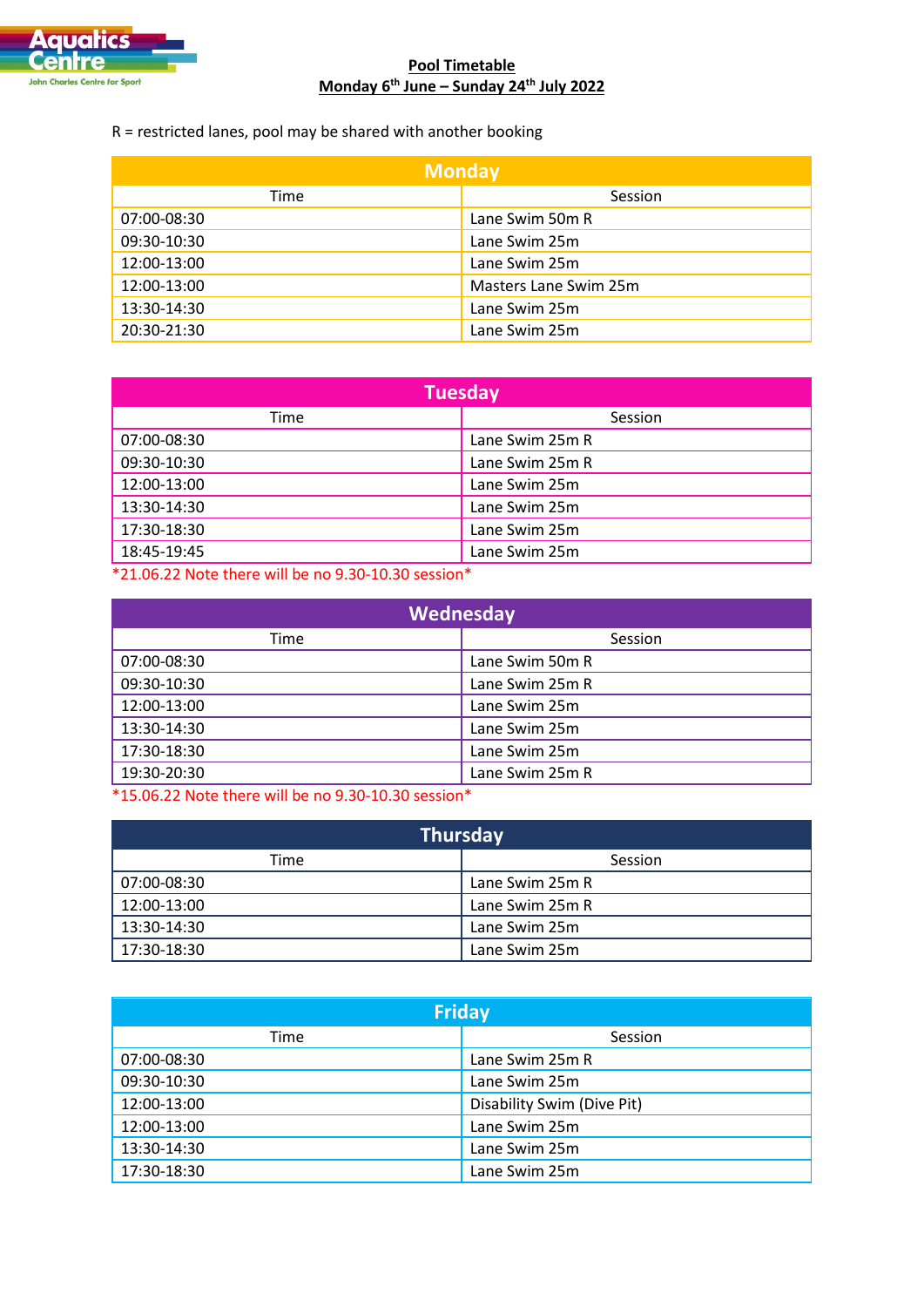**Pool Timetable**
**Monday 6th June – Sunday 24th July 2022**

R = restricted lanes, pool may be shared with another booking

## Monday

| Time | Session |
|---|---|
| 07:00-08:30 | Lane Swim 50m R |
| 09:30-10:30 | Lane Swim 25m |
| 12:00-13:00 | Lane Swim 25m |
| 12:00-13:00 | Masters Lane Swim 25m |
| 13:30-14:30 | Lane Swim 25m |
| 20:30-21:30 | Lane Swim 25m |

## Tuesday

| Time | Session |
|---|---|
| 07:00-08:30 | Lane Swim 25m R |
| 09:30-10:30 | Lane Swim 25m R |
| 12:00-13:00 | Lane Swim 25m |
| 13:30-14:30 | Lane Swim 25m |
| 17:30-18:30 | Lane Swim 25m |
| 18:45-19:45 | Lane Swim 25m |

*21.06.22 Note there will be no 9.30-10.30 session*

## Wednesday

| Time | Session |
|---|---|
| 07:00-08:30 | Lane Swim 50m R |
| 09:30-10:30 | Lane Swim 25m R |
| 12:00-13:00 | Lane Swim 25m |
| 13:30-14:30 | Lane Swim 25m |
| 17:30-18:30 | Lane Swim 25m |
| 19:30-20:30 | Lane Swim 25m R |

*15.06.22 Note there will be no 9.30-10.30 session*

## Thursday

| Time | Session |
|---|---|
| 07:00-08:30 | Lane Swim 25m R |
| 12:00-13:00 | Lane Swim 25m R |
| 13:30-14:30 | Lane Swim 25m |
| 17:30-18:30 | Lane Swim 25m |

## Friday

| Time | Session |
|---|---|
| 07:00-08:30 | Lane Swim 25m R |
| 09:30-10:30 | Lane Swim 25m |
| 12:00-13:00 | Disability Swim (Dive Pit) |
| 12:00-13:00 | Lane Swim 25m |
| 13:30-14:30 | Lane Swim 25m |
| 17:30-18:30 | Lane Swim 25m |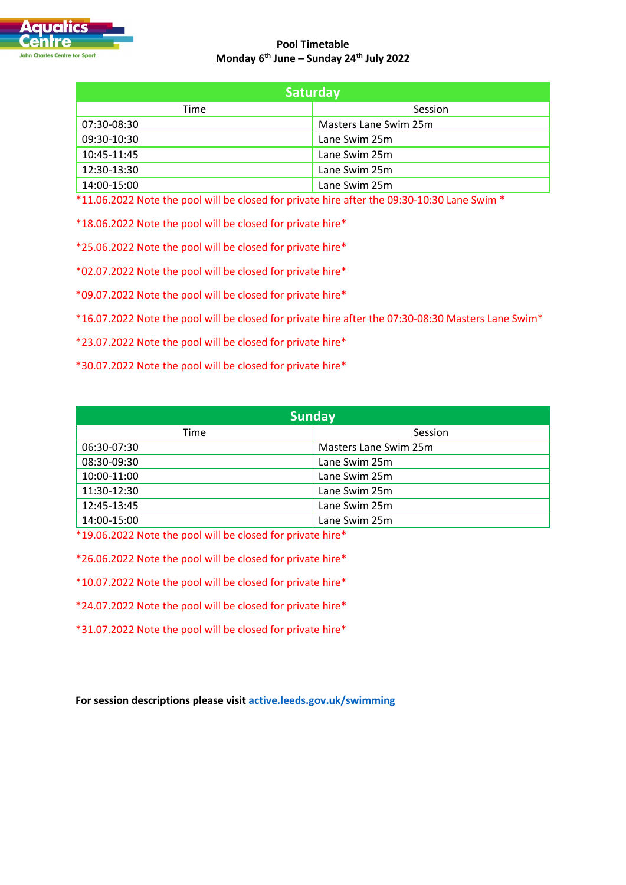**Pool Timetable**
**Monday 6th June – Sunday 24th July 2022**

## Saturday

| Time | Session |
|---|---|
| 07:30-08:30 | Masters Lane Swim 25m |
| 09:30-10:30 | Lane Swim 25m |
| 10:45-11:45 | Lane Swim 25m |
| 12:30-13:30 | Lane Swim 25m |
| 14:00-15:00 | Lane Swim 25m |

*11.06.2022 Note the pool will be closed for private hire after the 09:30-10:30 Lane Swim *

*18.06.2022 Note the pool will be closed for private hire*

*25.06.2022 Note the pool will be closed for private hire*

*02.07.2022 Note the pool will be closed for private hire*

*09.07.2022 Note the pool will be closed for private hire*

*16.07.2022 Note the pool will be closed for private hire after the 07:30-08:30 Masters Lane Swim*

*23.07.2022 Note the pool will be closed for private hire*

*30.07.2022 Note the pool will be closed for private hire*

## Sunday

| Time | Session |
|---|---|
| 06:30-07:30 | Masters Lane Swim 25m |
| 08:30-09:30 | Lane Swim 25m |
| 10:00-11:00 | Lane Swim 25m |
| 11:30-12:30 | Lane Swim 25m |
| 12:45-13:45 | Lane Swim 25m |
| 14:00-15:00 | Lane Swim 25m |

*19.06.2022 Note the pool will be closed for private hire*

*26.06.2022 Note the pool will be closed for private hire*

*10.07.2022 Note the pool will be closed for private hire*

*24.07.2022 Note the pool will be closed for private hire*

*31.07.2022 Note the pool will be closed for private hire*

**For session descriptions please visit** active.leeds.gov.uk/swimming